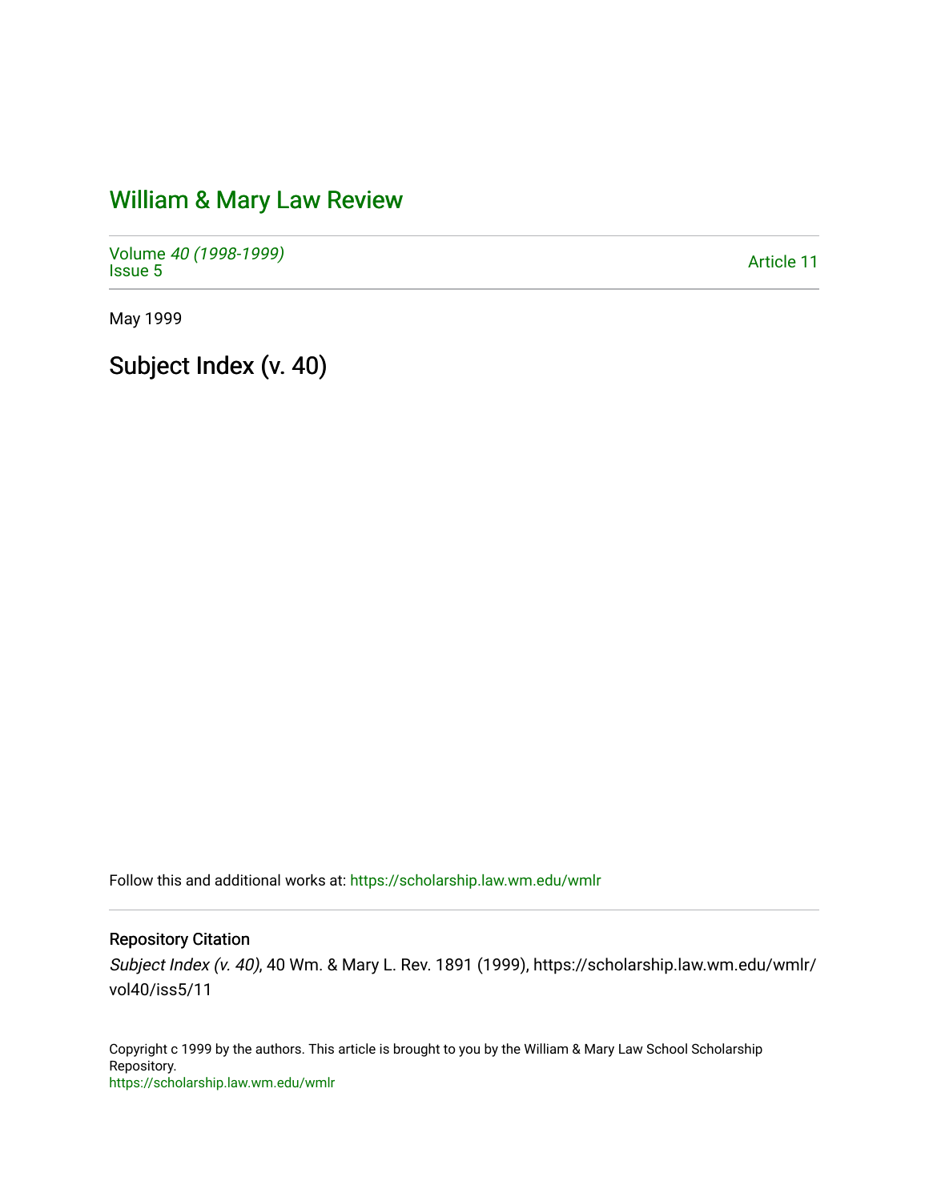# William & Mary Law Review

Volume *40 (1998-1999)*
Issue 5

Article 11

May 1999

## Subject Index (v. 40)

Follow this and additional works at: https://scholarship.law.wm.edu/wmlr

### Repository Citation

*Subject Index (v. 40)*, 40 Wm. & Mary L. Rev. 1891 (1999), https://scholarship.law.wm.edu/wmlr/vol40/iss5/11

Copyright c 1999 by the authors. This article is brought to you by the William & Mary Law School Scholarship Repository.
https://scholarship.law.wm.edu/wmlr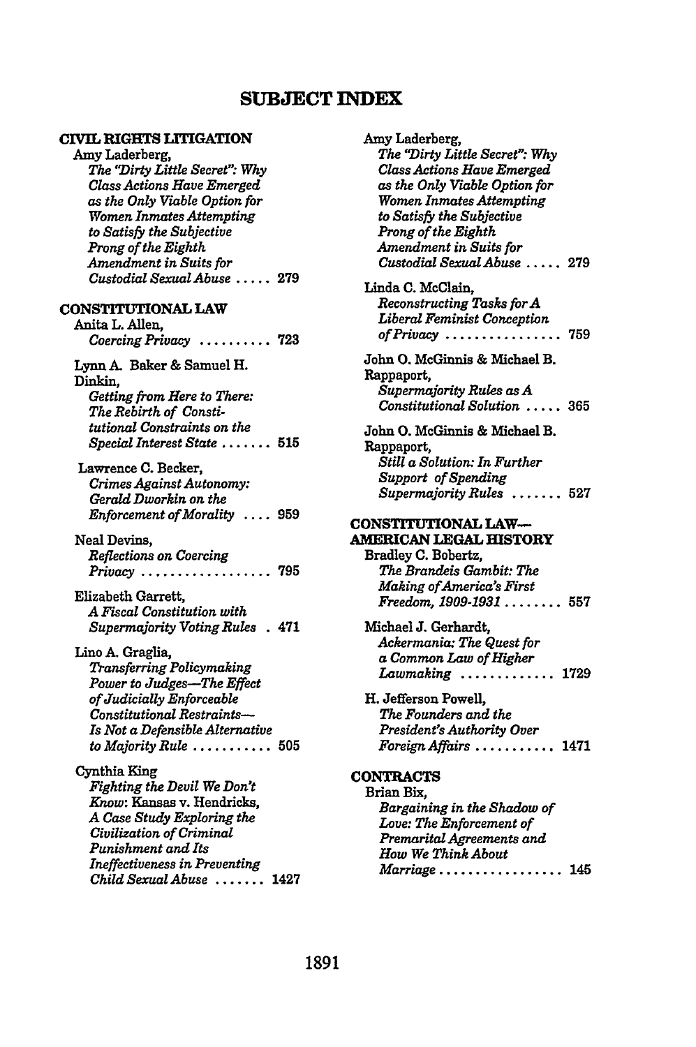# SUBJECT INDEX

**CIVIL RIGHTS LITIGATION**

Amy Laderberg,
*The "Dirty Little Secret": Why Class Actions Have Emerged as the Only Viable Option for Women Inmates Attempting to Satisfy the Subjective Prong of the Eighth Amendment in Suits for Custodial Sexual Abuse* ..... 279

**CONSTITUTIONAL LAW**

Anita L. Allen,
*Coercing Privacy* .......... 723

Lynn A. Baker & Samuel H. Dinkin,
*Getting from Here to There: The Rebirth of Constitutional Constraints on the Special Interest State* ....... 515

Lawrence C. Becker,
*Crimes Against Autonomy: Gerald Dworkin on the Enforcement of Morality* .... 959

Neal Devins,
*Reflections on Coercing Privacy* .................. 795

Elizabeth Garrett,
*A Fiscal Constitution with Supermajority Voting Rules* . 471

Lino A. Graglia,
*Transferring Policymaking Power to Judges—The Effect of Judicially Enforceable Constitutional Restraints—Is Not a Defensible Alternative to Majority Rule* ........... 505

Cynthia King
*Fighting the Devil We Don't Know*: Kansas v. Hendricks, *A Case Study Exploring the Civilization of Criminal Punishment and Its Ineffectiveness in Preventing Child Sexual Abuse* ....... 1427

Amy Laderberg,
*The "Dirty Little Secret": Why Class Actions Have Emerged as the Only Viable Option for Women Inmates Attempting to Satisfy the Subjective Prong of the Eighth Amendment in Suits for Custodial Sexual Abuse* ..... 279

Linda C. McClain,
*Reconstructing Tasks for A Liberal Feminist Conception of Privacy* ................ 759

John O. McGinnis & Michael B. Rappaport,
*Supermajority Rules as A Constitutional Solution* ..... 365

John O. McGinnis & Michael B. Rappaport,
*Still a Solution: In Further Support of Spending Supermajority Rules* ....... 527

**CONSTITUTIONAL LAW—AMERICAN LEGAL HISTORY**

Bradley C. Bobertz,
*The Brandeis Gambit: The Making of America's First Freedom, 1909-1931* ........ 557

Michael J. Gerhardt,
*Ackermania: The Quest for a Common Law of Higher Lawmaking* ............. 1729

H. Jefferson Powell,
*The Founders and the President's Authority Over Foreign Affairs* ........... 1471

**CONTRACTS**

Brian Bix,
*Bargaining in the Shadow of Love: The Enforcement of Premarital Agreements and How We Think About Marriage* ................. 145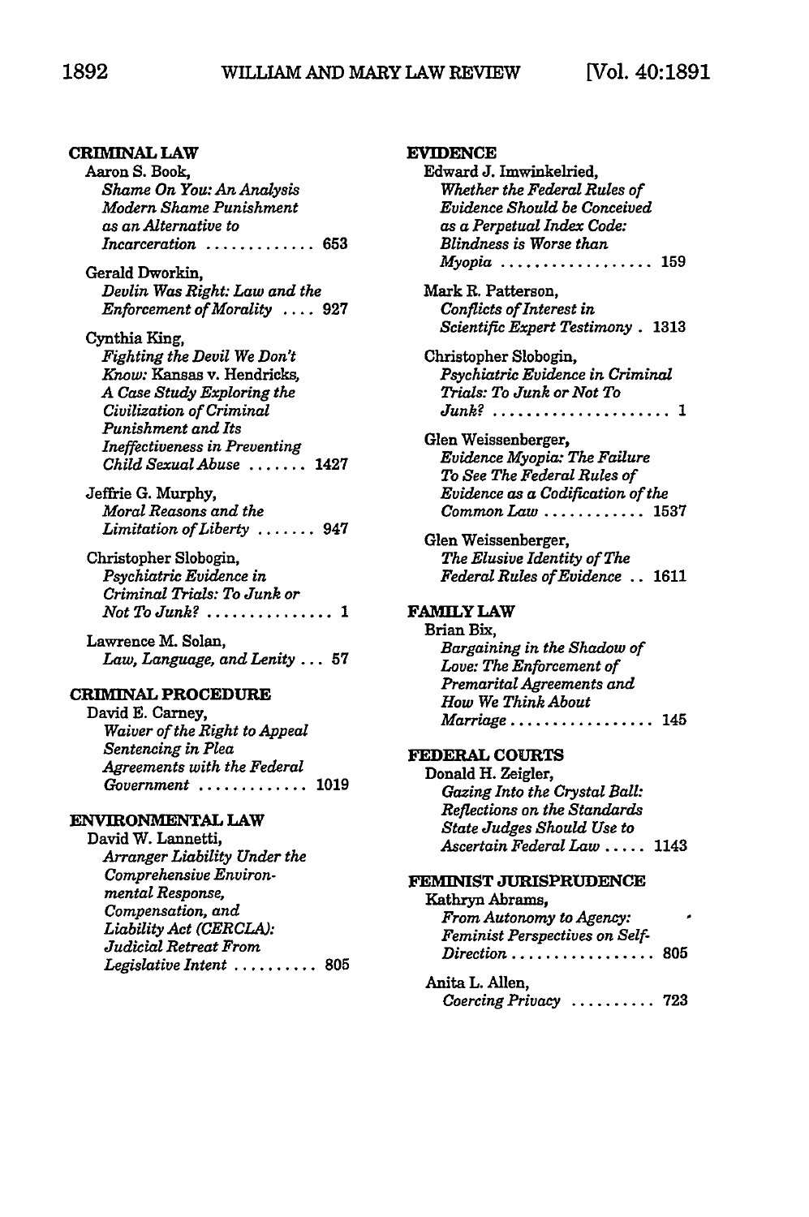**CRIMINAL LAW**

Aaron S. Book,
*Shame On You: An Analysis Modern Shame Punishment as an Alternative to Incarceration* ............. 653

Gerald Dworkin,
*Devlin Was Right: Law and the Enforcement of Morality* .... 927

Cynthia King,
*Fighting the Devil We Don't Know:* Kansas v. Hendricks, *A Case Study Exploring the Civilization of Criminal Punishment and Its Ineffectiveness in Preventing Child Sexual Abuse* ....... 1427

Jeffrie G. Murphy,
*Moral Reasons and the Limitation of Liberty* ....... 947

Christopher Slobogin,
*Psychiatric Evidence in Criminal Trials: To Junk or Not To Junk?* ............... 1

Lawrence M. Solan,
*Law, Language, and Lenity* ... 57

**CRIMINAL PROCEDURE**

David E. Carney,
*Waiver of the Right to Appeal Sentencing in Plea Agreements with the Federal Government* ............. 1019

**ENVIRONMENTAL LAW**

David W. Lannetti,
*Arranger Liability Under the Comprehensive Environmental Response, Compensation, and Liability Act (CERCLA): Judicial Retreat From Legislative Intent* .......... 805

**EVIDENCE**

Edward J. Imwinkelried,
*Whether the Federal Rules of Evidence Should be Conceived as a Perpetual Index Code: Blindness is Worse than Myopia* .................. 159

Mark R. Patterson,
*Conflicts of Interest in Scientific Expert Testimony* . 1313

Christopher Slobogin,
*Psychiatric Evidence in Criminal Trials: To Junk or Not To Junk?* ..................... 1

Glen Weissenberger,
*Evidence Myopia: The Failure To See The Federal Rules of Evidence as a Codification of the Common Law* ............ 1537

Glen Weissenberger,
*The Elusive Identity of The Federal Rules of Evidence* .. 1611

**FAMILY LAW**

Brian Bix,
*Bargaining in the Shadow of Love: The Enforcement of Premarital Agreements and How We Think About Marriage* ................. 145

**FEDERAL COURTS**

Donald H. Zeigler,
*Gazing Into the Crystal Ball: Reflections on the Standards State Judges Should Use to Ascertain Federal Law* ..... 1143

**FEMINIST JURISPRUDENCE**

Kathryn Abrams,
*From Autonomy to Agency: Feminist Perspectives on Self-Direction* ................. 805

Anita L. Allen,
*Coercing Privacy* .......... 723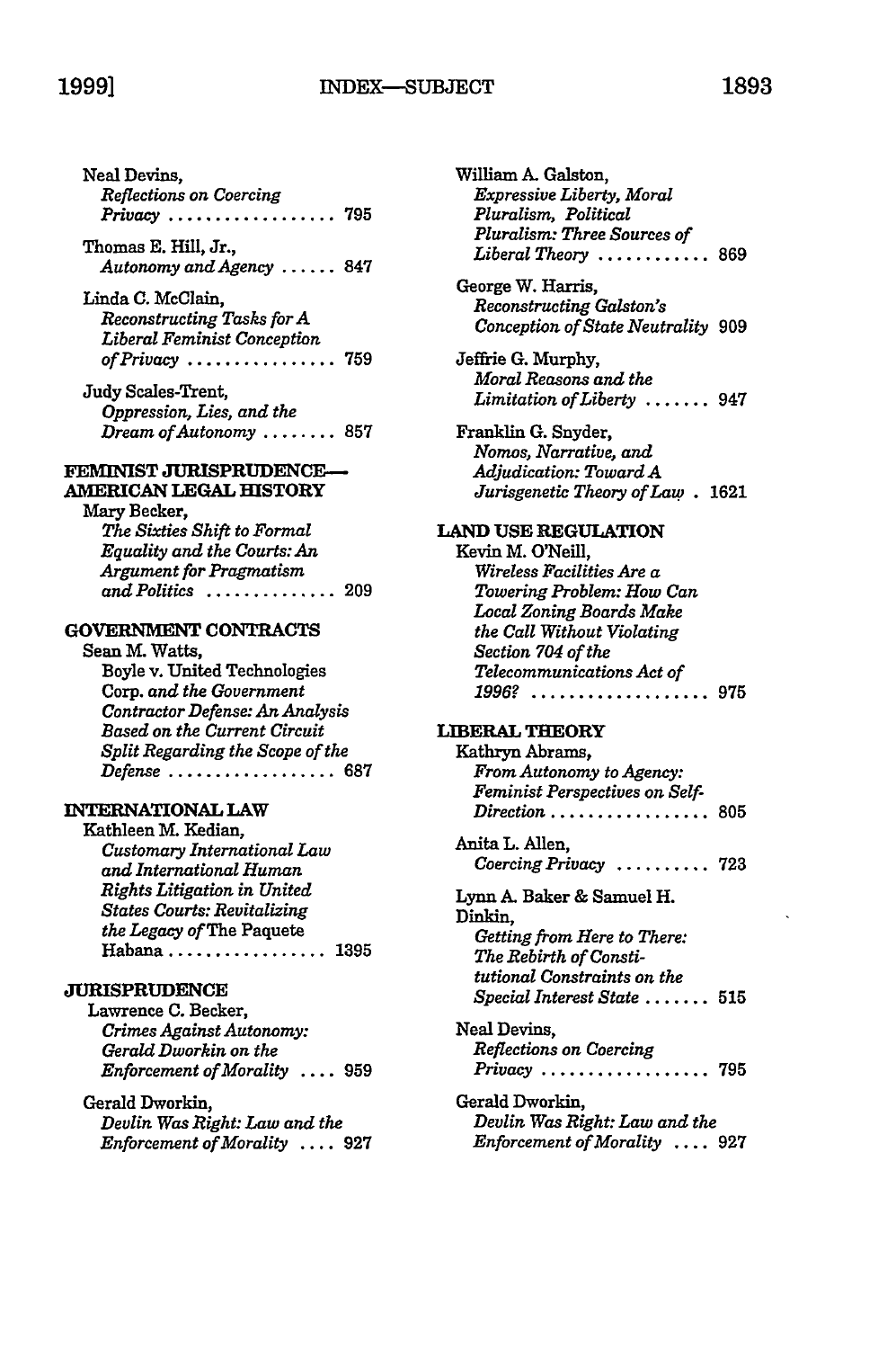Neal Devins,
*Reflections on Coercing Privacy* .................. 795

Thomas E. Hill, Jr.,
*Autonomy and Agency* ...... 847

Linda C. McClain,
*Reconstructing Tasks for A Liberal Feminist Conception of Privacy* ................ 759

Judy Scales-Trent,
*Oppression, Lies, and the Dream of Autonomy* ........ 857

**FEMINIST JURISPRUDENCE—AMERICAN LEGAL HISTORY**

Mary Becker,
*The Sixties Shift to Formal Equality and the Courts: An Argument for Pragmatism and Politics* .............. 209

**GOVERNMENT CONTRACTS**

Sean M. Watts,
Boyle v. United Technologies Corp. *and the Government Contractor Defense: An Analysis Based on the Current Circuit Split Regarding the Scope of the Defense* .................. 687

**INTERNATIONAL LAW**

Kathleen M. Kedian,
*Customary International Law and International Human Rights Litigation in United States Courts: Revitalizing the Legacy of* The Paquete Habana ................. 1395

**JURISPRUDENCE**

Lawrence C. Becker,
*Crimes Against Autonomy: Gerald Dworkin on the Enforcement of Morality* .... 959

Gerald Dworkin,
*Devlin Was Right: Law and the Enforcement of Morality* .... 927

William A. Galston,
*Expressive Liberty, Moral Pluralism, Political Pluralism: Three Sources of Liberal Theory* ............ 869

George W. Harris,
*Reconstructing Galston's Conception of State Neutrality* 909

Jeffrie G. Murphy,
*Moral Reasons and the Limitation of Liberty* ....... 947

Franklin G. Snyder,
*Nomos, Narrative, and Adjudication: Toward A Jurisgenetic Theory of Law* . 1621

**LAND USE REGULATION**

Kevin M. O'Neill,
*Wireless Facilities Are a Towering Problem: How Can Local Zoning Boards Make the Call Without Violating Section 704 of the Telecommunications Act of 1996?* ................... 975

**LIBERAL THEORY**

Kathryn Abrams,
*From Autonomy to Agency: Feminist Perspectives on Self-Direction* ................. 805

Anita L. Allen,
*Coercing Privacy* .......... 723

Lynn A. Baker & Samuel H. Dinkin,
*Getting from Here to There: The Rebirth of Constitutional Constraints on the Special Interest State* ....... 515

Neal Devins,
*Reflections on Coercing Privacy* .................. 795

Gerald Dworkin,
*Devlin Was Right: Law and the Enforcement of Morality* .... 927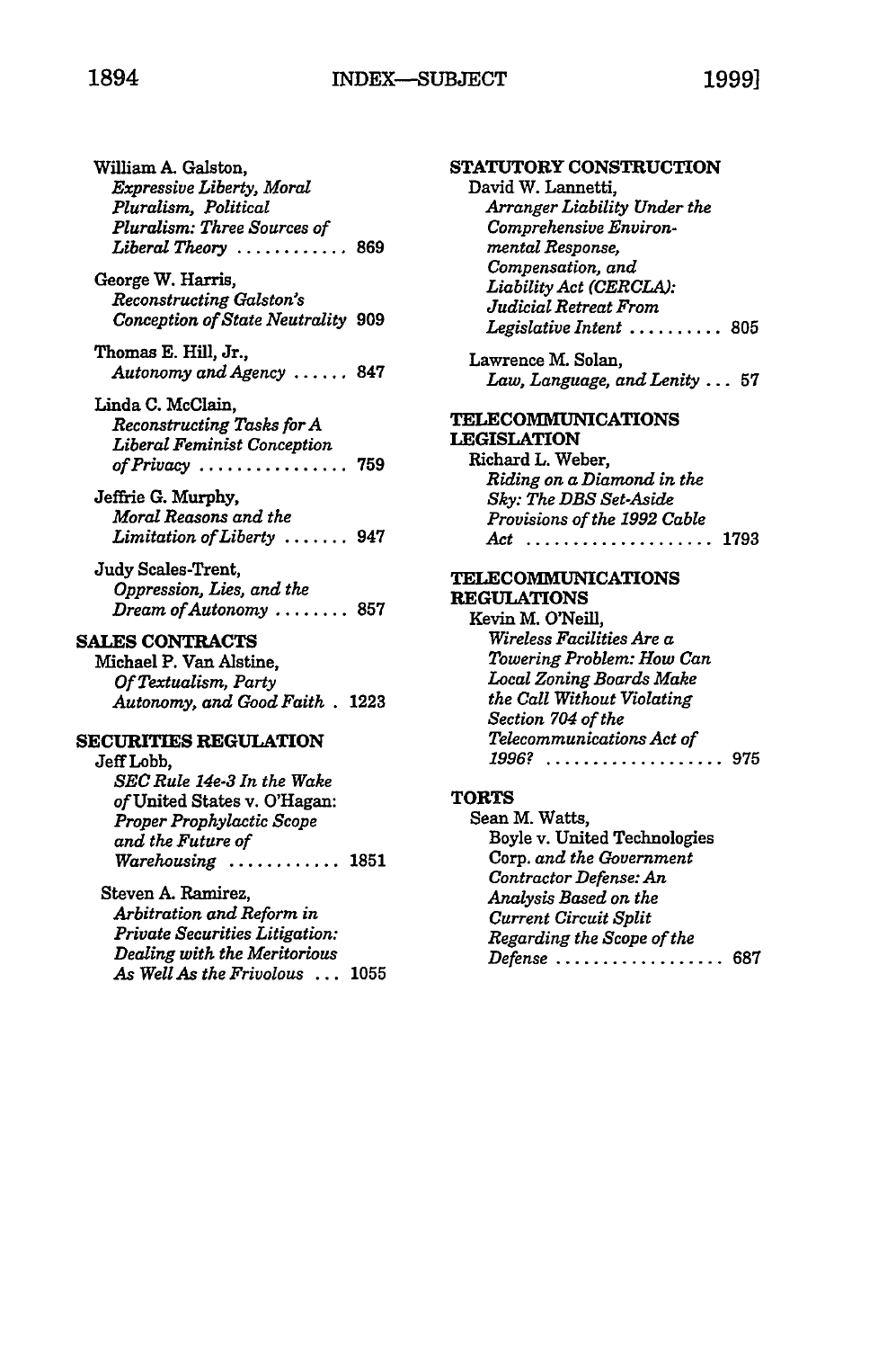William A. Galston,
*Expressive Liberty, Moral Pluralism, Political Pluralism: Three Sources of Liberal Theory* ............ 869

George W. Harris,
*Reconstructing Galston's Conception of State Neutrality* 909

Thomas E. Hill, Jr.,
*Autonomy and Agency* ...... 847

Linda C. McClain,
*Reconstructing Tasks for A Liberal Feminist Conception of Privacy* ................ 759

Jeffrie G. Murphy,
*Moral Reasons and the Limitation of Liberty* ....... 947

Judy Scales-Trent,
*Oppression, Lies, and the Dream of Autonomy* ........ 857

**SALES CONTRACTS**

Michael P. Van Alstine,
*Of Textualism, Party Autonomy, and Good Faith* . 1223

**SECURITIES REGULATION**

Jeff Lobb,
*SEC Rule 14e-3 In the Wake of* United States v. O'Hagan: *Proper Prophylactic Scope and the Future of Warehousing* ............ 1851

Steven A. Ramirez,
*Arbitration and Reform in Private Securities Litigation: Dealing with the Meritorious As Well As the Frivolous* ... 1055

**STATUTORY CONSTRUCTION**

David W. Lannetti,
*Arranger Liability Under the Comprehensive Environmental Response, Compensation, and Liability Act (CERCLA): Judicial Retreat From Legislative Intent* .......... 805

Lawrence M. Solan,
*Law, Language, and Lenity* ... 57

**TELECOMMUNICATIONS LEGISLATION**

Richard L. Weber,
*Riding on a Diamond in the Sky: The DBS Set-Aside Provisions of the 1992 Cable Act* .................... 1793

**TELECOMMUNICATIONS REGULATIONS**

Kevin M. O'Neill,
*Wireless Facilities Are a Towering Problem: How Can Local Zoning Boards Make the Call Without Violating Section 704 of the Telecommunications Act of 1996?* ................... 975

**TORTS**

Sean M. Watts,
Boyle v. United Technologies Corp. *and the Government Contractor Defense: An Analysis Based on the Current Circuit Split Regarding the Scope of the Defense* .................. 687